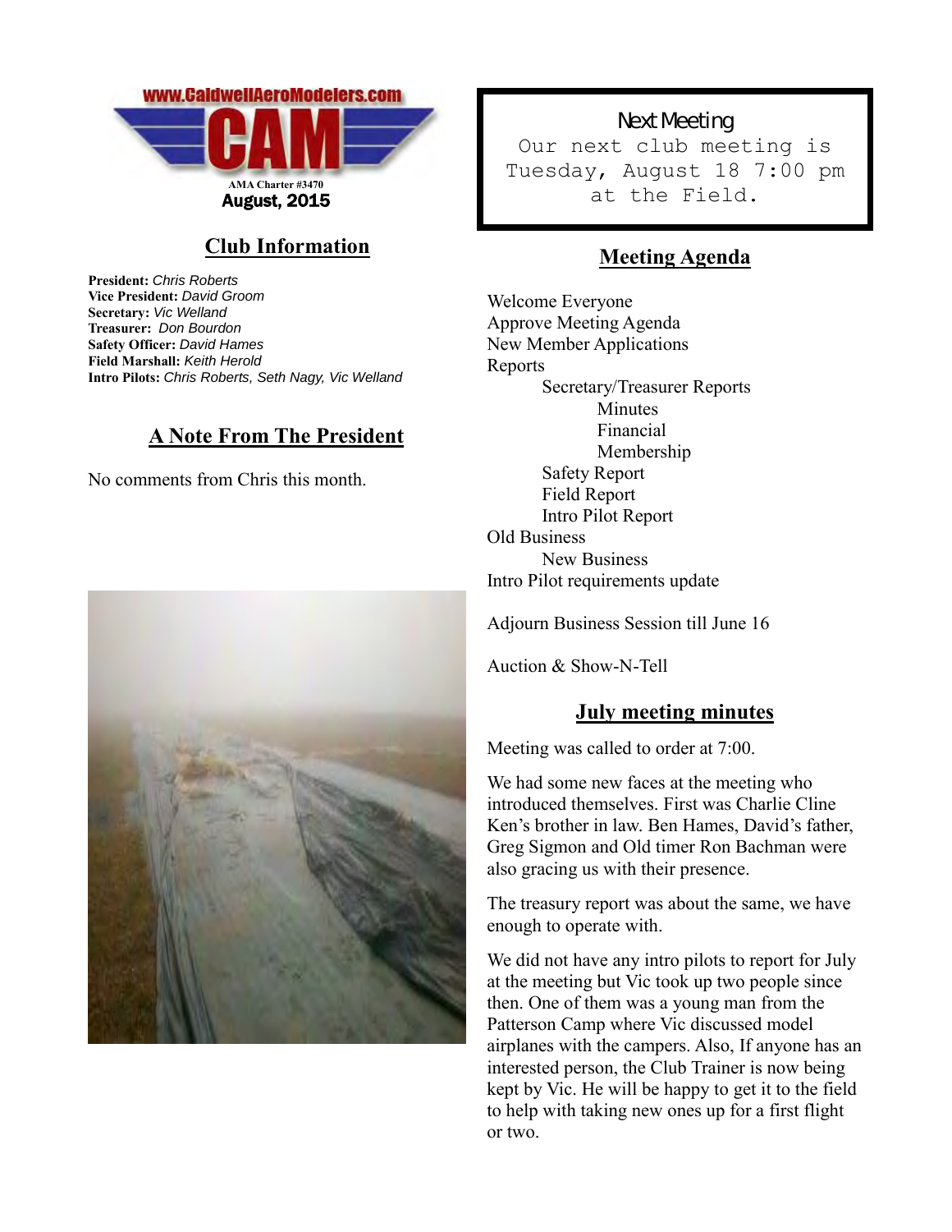www.CaldwellAeroModelers.com

# CAM

AMA Charter #3470

August, 2015

## Club Information

**President:** *Chris Roberts*
**Vice President:** *David Groom*
**Secretary:** *Vic Welland*
**Treasurer:** *Don Bourdon*
**Safety Officer:** *David Hames*
**Field Marshall:** *Keith Herold*
**Intro Pilots:** *Chris Roberts, Seth Nagy, Vic Welland*

## A Note From The President

No comments from Chris this month.

**Next Meeting**

Our next club meeting is Tuesday, August 18 7:00 pm at the Field.

## Meeting Agenda

Welcome Everyone
Approve Meeting Agenda
New Member Applications
Reports
- Secretary/Treasurer Reports
  - Minutes
  - Financial
  - Membership
- Safety Report
- Field Report
- Intro Pilot Report

Old Business
- New Business

Intro Pilot requirements update

Adjourn Business Session till June 16

Auction & Show-N-Tell

## July meeting minutes

Meeting was called to order at 7:00.

We had some new faces at the meeting who introduced themselves. First was Charlie Cline Ken's brother in law. Ben Hames, David's father, Greg Sigmon and Old timer Ron Bachman were also gracing us with their presence.

The treasury report was about the same, we have enough to operate with.

We did not have any intro pilots to report for July at the meeting but Vic took up two people since then. One of them was a young man from the Patterson Camp where Vic discussed model airplanes with the campers. Also, If anyone has an interested person, the Club Trainer is now being kept by Vic. He will be happy to get it to the field to help with taking new ones up for a first flight or two.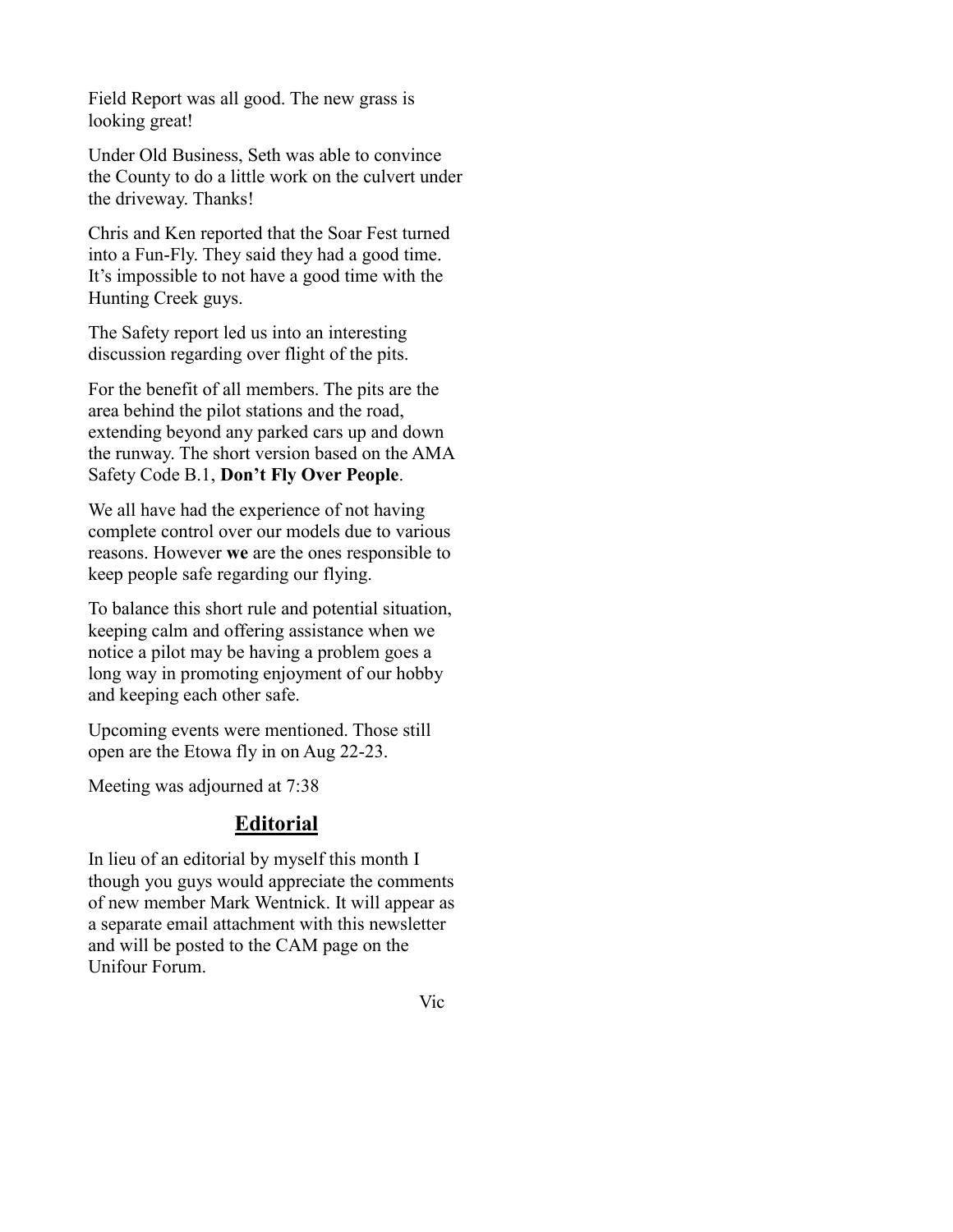Field Report was all good. The new grass is looking great!

Under Old Business, Seth was able to convince the County to do a little work on the culvert under the driveway. Thanks!

Chris and Ken reported that the Soar Fest turned into a Fun-Fly. They said they had a good time. It's impossible to not have a good time with the Hunting Creek guys.

The Safety report led us into an interesting discussion regarding over flight of the pits.

For the benefit of all members. The pits are the area behind the pilot stations and the road, extending beyond any parked cars up and down the runway. The short version based on the AMA Safety Code B.1, **Don't Fly Over People**.

We all have had the experience of not having complete control over our models due to various reasons. However **we** are the ones responsible to keep people safe regarding our flying.

To balance this short rule and potential situation, keeping calm and offering assistance when we notice a pilot may be having a problem goes a long way in promoting enjoyment of our hobby and keeping each other safe.

Upcoming events were mentioned. Those still open are the Etowa fly in on Aug 22-23.

Meeting was adjourned at 7:38

## Editorial

In lieu of an editorial by myself this month I though you guys would appreciate the comments of new member Mark Wentnick. It will appear as a separate email attachment with this newsletter and will be posted to the CAM page on the Unifour Forum.

Vic